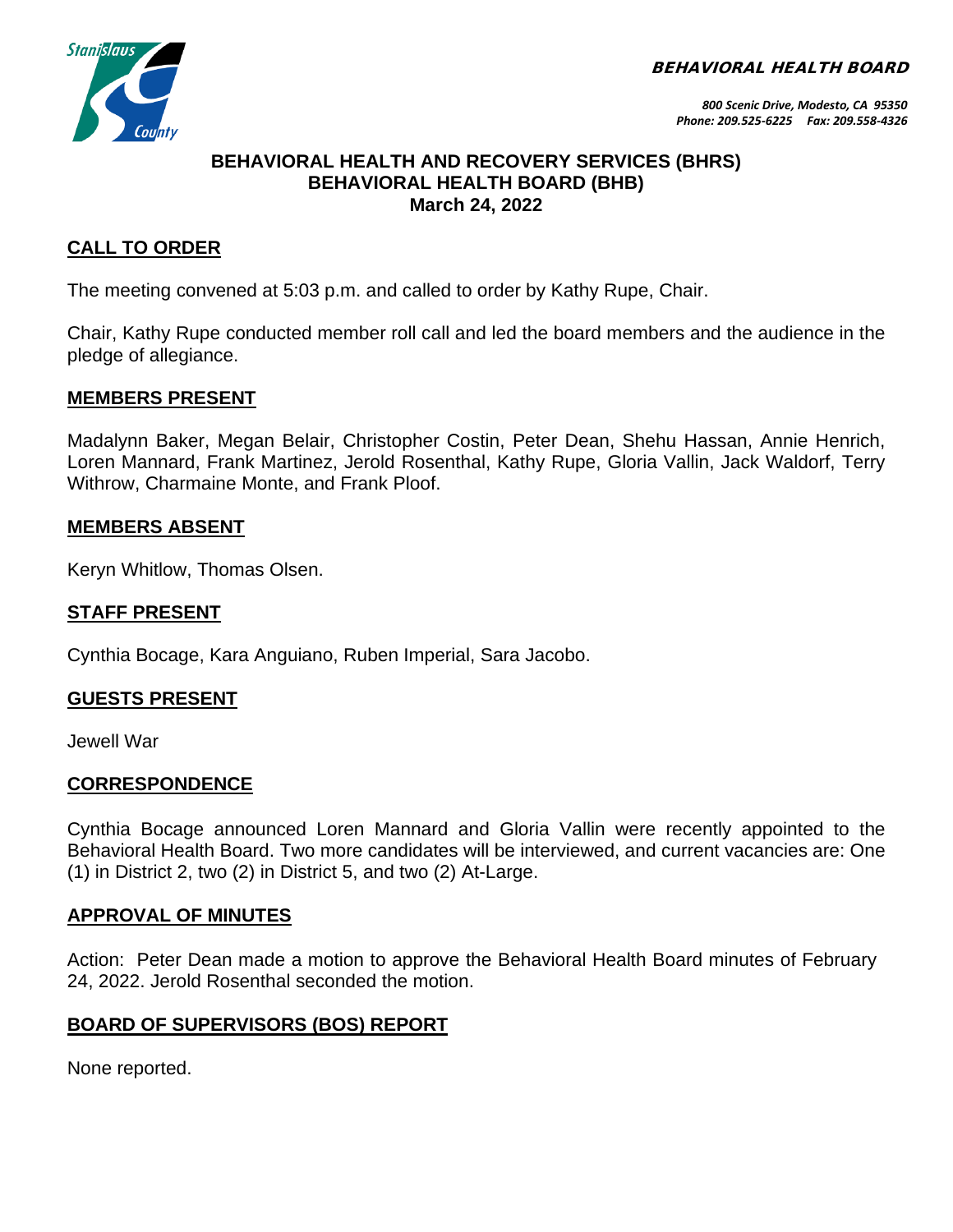**BEHAVIORAL HEALTH BOARD**

*800 Scenic Drive, Modesto, CA 95350*
*Phone: 209.525-6225 Fax: 209.558-4326*

# BEHAVIORAL HEALTH AND RECOVERY SERVICES (BHRS)
# BEHAVIORAL HEALTH BOARD (BHB)
## March 24, 2022

## CALL TO ORDER

The meeting convened at 5:03 p.m. and called to order by Kathy Rupe, Chair.

Chair, Kathy Rupe conducted member roll call and led the board members and the audience in the pledge of allegiance.

## MEMBERS PRESENT

Madalynn Baker, Megan Belair, Christopher Costin, Peter Dean, Shehu Hassan, Annie Henrich, Loren Mannard, Frank Martinez, Jerold Rosenthal, Kathy Rupe, Gloria Vallin, Jack Waldorf, Terry Withrow, Charmaine Monte, and Frank Ploof.

## MEMBERS ABSENT

Keryn Whitlow, Thomas Olsen.

## STAFF PRESENT

Cynthia Bocage, Kara Anguiano, Ruben Imperial, Sara Jacobo.

## GUESTS PRESENT

Jewell War

## CORRESPONDENCE

Cynthia Bocage announced Loren Mannard and Gloria Vallin were recently appointed to the Behavioral Health Board. Two more candidates will be interviewed, and current vacancies are: One (1) in District 2, two (2) in District 5, and two (2) At-Large.

## APPROVAL OF MINUTES

Action: Peter Dean made a motion to approve the Behavioral Health Board minutes of February 24, 2022. Jerold Rosenthal seconded the motion.

## BOARD OF SUPERVISORS (BOS) REPORT

None reported.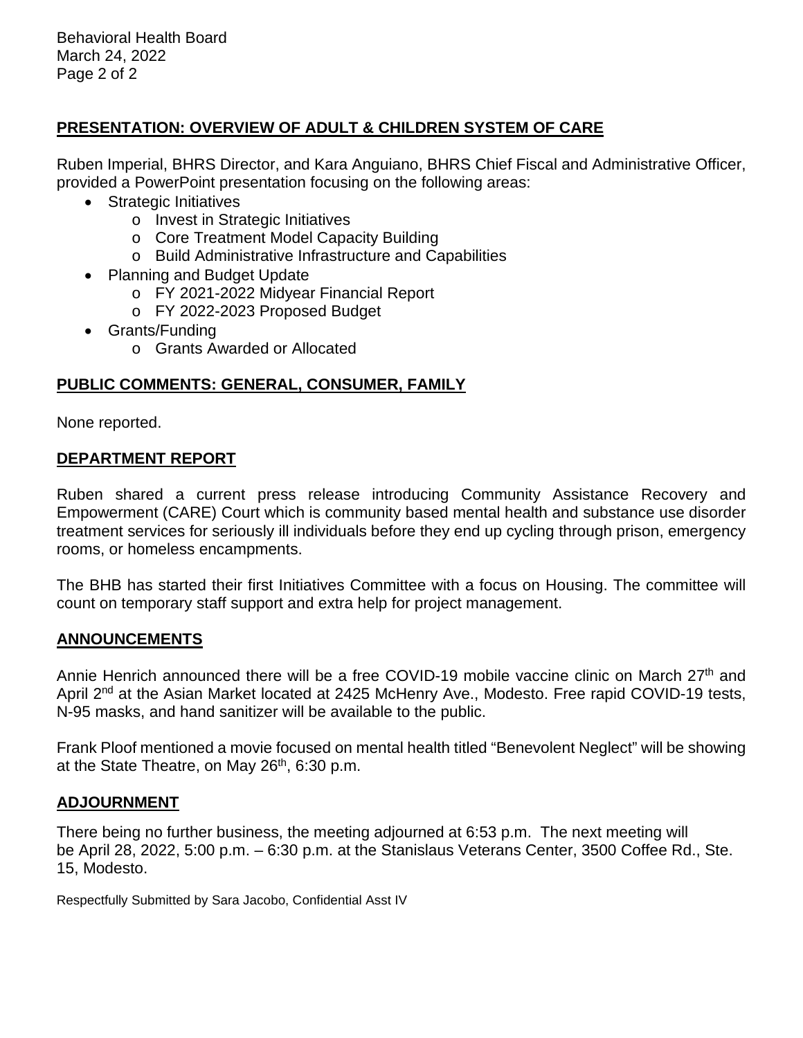## PRESENTATION: OVERVIEW OF ADULT & CHILDREN SYSTEM OF CARE

Ruben Imperial, BHRS Director, and Kara Anguiano, BHRS Chief Fiscal and Administrative Officer, provided a PowerPoint presentation focusing on the following areas:

- Strategic Initiatives
  - Invest in Strategic Initiatives
  - Core Treatment Model Capacity Building
  - Build Administrative Infrastructure and Capabilities
- Planning and Budget Update
  - FY 2021-2022 Midyear Financial Report
  - FY 2022-2023 Proposed Budget
- Grants/Funding
  - Grants Awarded or Allocated

## PUBLIC COMMENTS: GENERAL, CONSUMER, FAMILY

None reported.

## DEPARTMENT REPORT

Ruben shared a current press release introducing Community Assistance Recovery and Empowerment (CARE) Court which is community based mental health and substance use disorder treatment services for seriously ill individuals before they end up cycling through prison, emergency rooms, or homeless encampments.

The BHB has started their first Initiatives Committee with a focus on Housing. The committee will count on temporary staff support and extra help for project management.

## ANNOUNCEMENTS

Annie Henrich announced there will be a free COVID-19 mobile vaccine clinic on March 27th and April 2nd at the Asian Market located at 2425 McHenry Ave., Modesto. Free rapid COVID-19 tests, N-95 masks, and hand sanitizer will be available to the public.

Frank Ploof mentioned a movie focused on mental health titled "Benevolent Neglect" will be showing at the State Theatre, on May 26th, 6:30 p.m.

## ADJOURNMENT

There being no further business, the meeting adjourned at 6:53 p.m. The next meeting will be April 28, 2022, 5:00 p.m. – 6:30 p.m. at the Stanislaus Veterans Center, 3500 Coffee Rd., Ste. 15, Modesto.

Respectfully Submitted by Sara Jacobo, Confidential Asst IV